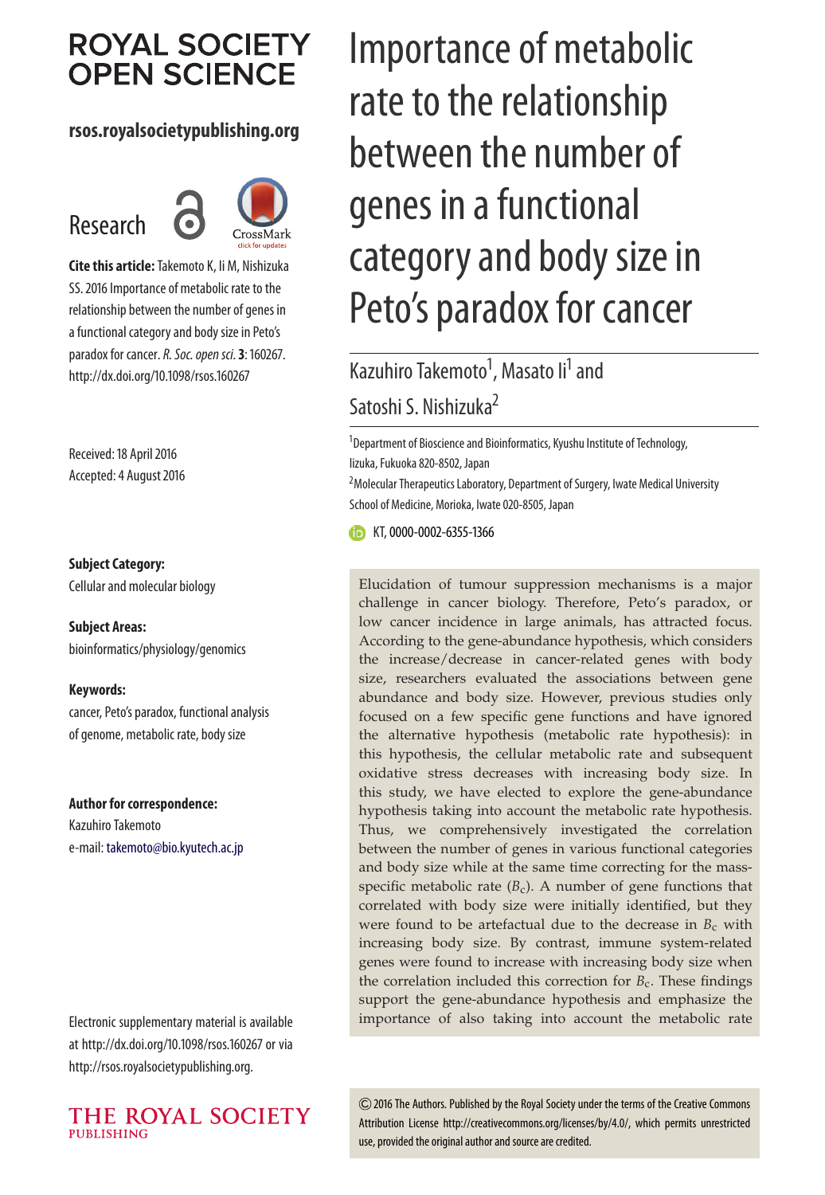ROYAL SOCIETY OPEN SCIENCE

**rsos.royalsocietypublishing.org**

Research

**Cite this article:** Takemoto K, Ii M, Nishizuka SS. 2016 Importance of metabolic rate to the relationship between the number of genes in a functional category and body size in Peto's paradox for cancer. *R. Soc. open sci.* **3**: 160267. http://dx.doi.org/10.1098/rsos.160267

Received: 18 April 2016
Accepted: 4 August 2016

**Subject Category:**
Cellular and molecular biology

**Subject Areas:**
bioinformatics/physiology/genomics

**Keywords:**
cancer, Peto's paradox, functional analysis of genome, metabolic rate, body size

**Author for correspondence:**
Kazuhiro Takemoto
e-mail: takemoto@bio.kyutech.ac.jp

Electronic supplementary material is available at http://dx.doi.org/10.1098/rsos.160267 or via http://rsos.royalsocietypublishing.org.

# Importance of metabolic rate to the relationship between the number of genes in a functional category and body size in Peto's paradox for cancer

Kazuhiro Takemoto[1], Masato Ii[1] and Satoshi S. Nishizuka[2]

[1]Department of Bioscience and Bioinformatics, Kyushu Institute of Technology, Iizuka, Fukuoka 820-8502, Japan
[2]Molecular Therapeutics Laboratory, Department of Surgery, Iwate Medical University School of Medicine, Morioka, Iwate 020-8505, Japan

KT, 0000-0002-6355-1366

Elucidation of tumour suppression mechanisms is a major challenge in cancer biology. Therefore, Peto's paradox, or low cancer incidence in large animals, has attracted focus. According to the gene-abundance hypothesis, which considers the increase/decrease in cancer-related genes with body size, researchers evaluated the associations between gene abundance and body size. However, previous studies only focused on a few specific gene functions and have ignored the alternative hypothesis (metabolic rate hypothesis): in this hypothesis, the cellular metabolic rate and subsequent oxidative stress decreases with increasing body size. In this study, we have elected to explore the gene-abundance hypothesis taking into account the metabolic rate hypothesis. Thus, we comprehensively investigated the correlation between the number of genes in various functional categories and body size while at the same time correcting for the mass-specific metabolic rate ($B_c$). A number of gene functions that correlated with body size were initially identified, but they were found to be artefactual due to the decrease in $B_c$ with increasing body size. By contrast, immune system-related genes were found to increase with increasing body size when the correlation included this correction for $B_c$. These findings support the gene-abundance hypothesis and emphasize the importance of also taking into account the metabolic rate

© 2016 The Authors. Published by the Royal Society under the terms of the Creative Commons Attribution License http://creativecommons.org/licenses/by/4.0/, which permits unrestricted use, provided the original author and source are credited.

THE ROYAL SOCIETY PUBLISHING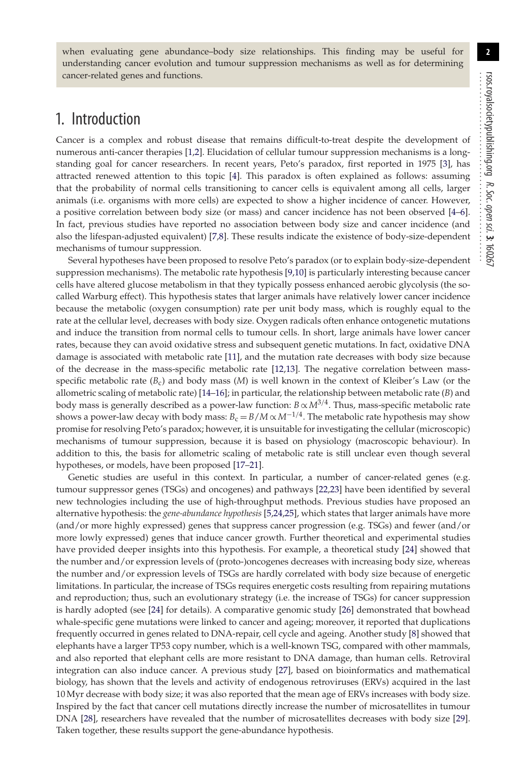when evaluating gene abundance–body size relationships. This finding may be useful for understanding cancer evolution and tumour suppression mechanisms as well as for determining cancer-related genes and functions.

## 1. Introduction

Cancer is a complex and robust disease that remains difficult-to-treat despite the development of numerous anti-cancer therapies [1,2]. Elucidation of cellular tumour suppression mechanisms is a long-standing goal for cancer researchers. In recent years, Peto's paradox, first reported in 1975 [3], has attracted renewed attention to this topic [4]. This paradox is often explained as follows: assuming that the probability of normal cells transitioning to cancer cells is equivalent among all cells, larger animals (i.e. organisms with more cells) are expected to show a higher incidence of cancer. However, a positive correlation between body size (or mass) and cancer incidence has not been observed [4–6]. In fact, previous studies have reported no association between body size and cancer incidence (and also the lifespan-adjusted equivalent) [7,8]. These results indicate the existence of body-size-dependent mechanisms of tumour suppression.

Several hypotheses have been proposed to resolve Peto's paradox (or to explain body-size-dependent suppression mechanisms). The metabolic rate hypothesis [9,10] is particularly interesting because cancer cells have altered glucose metabolism in that they typically possess enhanced aerobic glycolysis (the so-called Warburg effect). This hypothesis states that larger animals have relatively lower cancer incidence because the metabolic (oxygen consumption) rate per unit body mass, which is roughly equal to the rate at the cellular level, decreases with body size. Oxygen radicals often enhance ontogenetic mutations and induce the transition from normal cells to tumour cells. In short, large animals have lower cancer rates, because they can avoid oxidative stress and subsequent genetic mutations. In fact, oxidative DNA damage is associated with metabolic rate [11], and the mutation rate decreases with body size because of the decrease in the mass-specific metabolic rate [12,13]. The negative correlation between mass-specific metabolic rate ($B_c$) and body mass ($M$) is well known in the context of Kleiber's Law (or the allometric scaling of metabolic rate) [14–16]; in particular, the relationship between metabolic rate ($B$) and body mass is generally described as a power-law function: $B \propto M^{3/4}$. Thus, mass-specific metabolic rate shows a power-law decay with body mass: $B_c = B/M \propto M^{-1/4}$. The metabolic rate hypothesis may show promise for resolving Peto's paradox; however, it is unsuitable for investigating the cellular (microscopic) mechanisms of tumour suppression, because it is based on physiology (macroscopic behaviour). In addition to this, the basis for allometric scaling of metabolic rate is still unclear even though several hypotheses, or models, have been proposed [17–21].

Genetic studies are useful in this context. In particular, a number of cancer-related genes (e.g. tumour suppressor genes (TSGs) and oncogenes) and pathways [22,23] have been identified by several new technologies including the use of high-throughput methods. Previous studies have proposed an alternative hypothesis: the *gene-abundance hypothesis* [5,24,25], which states that larger animals have more (and/or more highly expressed) genes that suppress cancer progression (e.g. TSGs) and fewer (and/or more lowly expressed) genes that induce cancer growth. Further theoretical and experimental studies have provided deeper insights into this hypothesis. For example, a theoretical study [24] showed that the number and/or expression levels of (proto-)oncogenes decreases with increasing body size, whereas the number and/or expression levels of TSGs are hardly correlated with body size because of energetic limitations. In particular, the increase of TSGs requires energetic costs resulting from repairing mutations and reproduction; thus, such an evolutionary strategy (i.e. the increase of TSGs) for cancer suppression is hardly adopted (see [24] for details). A comparative genomic study [26] demonstrated that bowhead whale-specific gene mutations were linked to cancer and ageing; moreover, it reported that duplications frequently occurred in genes related to DNA-repair, cell cycle and ageing. Another study [8] showed that elephants have a larger TP53 copy number, which is a well-known TSG, compared with other mammals, and also reported that elephant cells are more resistant to DNA damage, than human cells. Retroviral integration can also induce cancer. A previous study [27], based on bioinformatics and mathematical biology, has shown that the levels and activity of endogenous retroviruses (ERVs) acquired in the last 10 Myr decrease with body size; it was also reported that the mean age of ERVs increases with body size. Inspired by the fact that cancer cell mutations directly increase the number of microsatellites in tumour DNA [28], researchers have revealed that the number of microsatellites decreases with body size [29]. Taken together, these results support the gene-abundance hypothesis.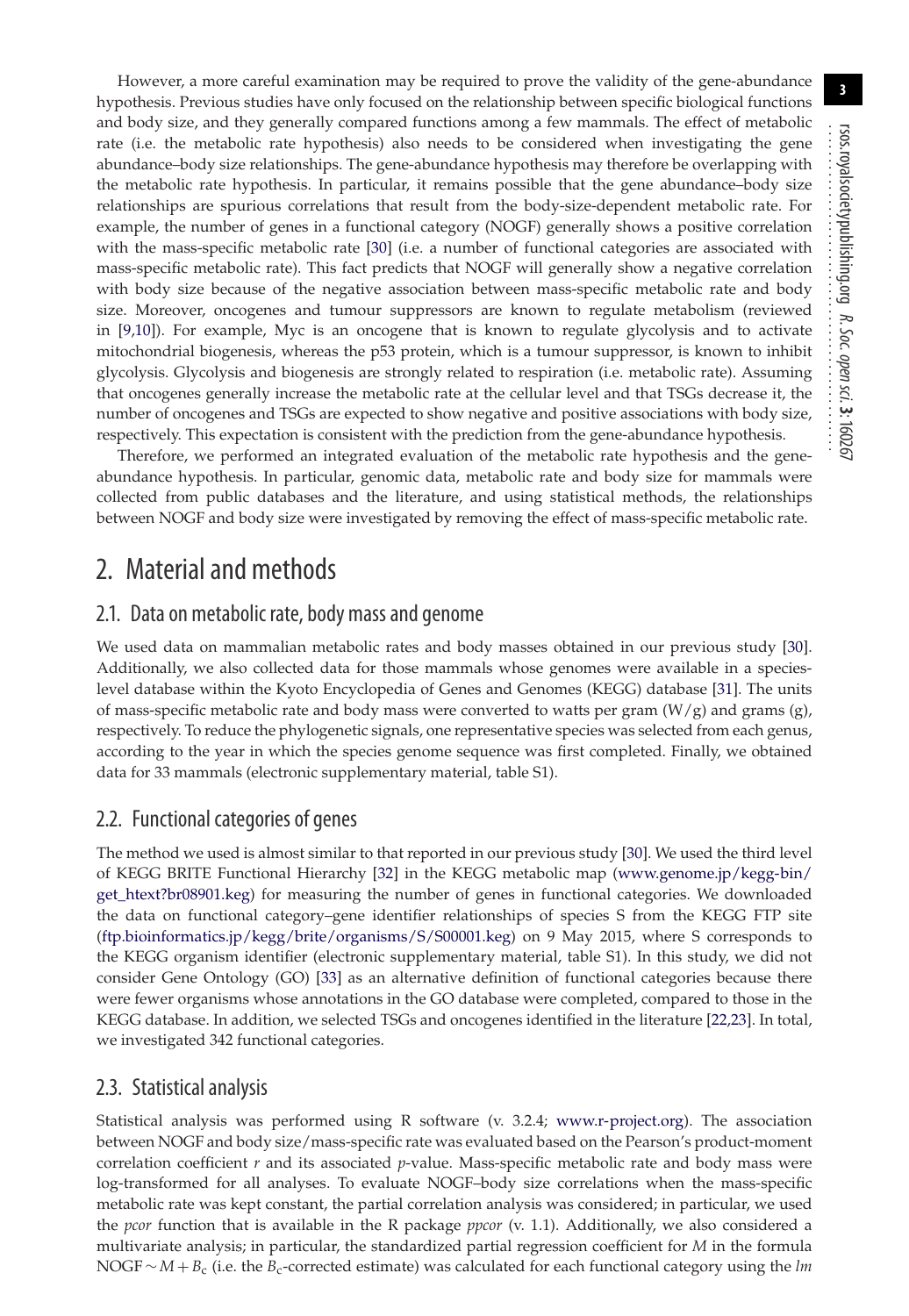However, a more careful examination may be required to prove the validity of the gene-abundance hypothesis. Previous studies have only focused on the relationship between specific biological functions and body size, and they generally compared functions among a few mammals. The effect of metabolic rate (i.e. the metabolic rate hypothesis) also needs to be considered when investigating the gene abundance–body size relationships. The gene-abundance hypothesis may therefore be overlapping with the metabolic rate hypothesis. In particular, it remains possible that the gene abundance–body size relationships are spurious correlations that result from the body-size-dependent metabolic rate. For example, the number of genes in a functional category (NOGF) generally shows a positive correlation with the mass-specific metabolic rate [30] (i.e. a number of functional categories are associated with mass-specific metabolic rate). This fact predicts that NOGF will generally show a negative correlation with body size because of the negative association between mass-specific metabolic rate and body size. Moreover, oncogenes and tumour suppressors are known to regulate metabolism (reviewed in [9,10]). For example, Myc is an oncogene that is known to regulate glycolysis and to activate mitochondrial biogenesis, whereas the p53 protein, which is a tumour suppressor, is known to inhibit glycolysis. Glycolysis and biogenesis are strongly related to respiration (i.e. metabolic rate). Assuming that oncogenes generally increase the metabolic rate at the cellular level and that TSGs decrease it, the number of oncogenes and TSGs are expected to show negative and positive associations with body size, respectively. This expectation is consistent with the prediction from the gene-abundance hypothesis.

Therefore, we performed an integrated evaluation of the metabolic rate hypothesis and the gene-abundance hypothesis. In particular, genomic data, metabolic rate and body size for mammals were collected from public databases and the literature, and using statistical methods, the relationships between NOGF and body size were investigated by removing the effect of mass-specific metabolic rate.

# 2. Material and methods

## 2.1. Data on metabolic rate, body mass and genome

We used data on mammalian metabolic rates and body masses obtained in our previous study [30]. Additionally, we also collected data for those mammals whose genomes were available in a species-level database within the Kyoto Encyclopedia of Genes and Genomes (KEGG) database [31]. The units of mass-specific metabolic rate and body mass were converted to watts per gram (W/g) and grams (g), respectively. To reduce the phylogenetic signals, one representative species was selected from each genus, according to the year in which the species genome sequence was first completed. Finally, we obtained data for 33 mammals (electronic supplementary material, table S1).

## 2.2. Functional categories of genes

The method we used is almost similar to that reported in our previous study [30]. We used the third level of KEGG BRITE Functional Hierarchy [32] in the KEGG metabolic map (www.genome.jp/kegg-bin/get_htext?br08901.keg) for measuring the number of genes in functional categories. We downloaded the data on functional category–gene identifier relationships of species S from the KEGG FTP site (ftp.bioinformatics.jp/kegg/brite/organisms/S/S00001.keg) on 9 May 2015, where S corresponds to the KEGG organism identifier (electronic supplementary material, table S1). In this study, we did not consider Gene Ontology (GO) [33] as an alternative definition of functional categories because there were fewer organisms whose annotations in the GO database were completed, compared to those in the KEGG database. In addition, we selected TSGs and oncogenes identified in the literature [22,23]. In total, we investigated 342 functional categories.

## 2.3. Statistical analysis

Statistical analysis was performed using R software (v. 3.2.4; www.r-project.org). The association between NOGF and body size/mass-specific rate was evaluated based on the Pearson's product-moment correlation coefficient $r$ and its associated $p$-value. Mass-specific metabolic rate and body mass were log-transformed for all analyses. To evaluate NOGF–body size correlations when the mass-specific metabolic rate was kept constant, the partial correlation analysis was considered; in particular, we used the *pcor* function that is available in the R package *ppcor* (v. 1.1). Additionally, we also considered a multivariate analysis; in particular, the standardized partial regression coefficient for $M$ in the formula $\text{NOGF} \sim M + B_c$ (i.e. the $B_c$-corrected estimate) was calculated for each functional category using the *lm*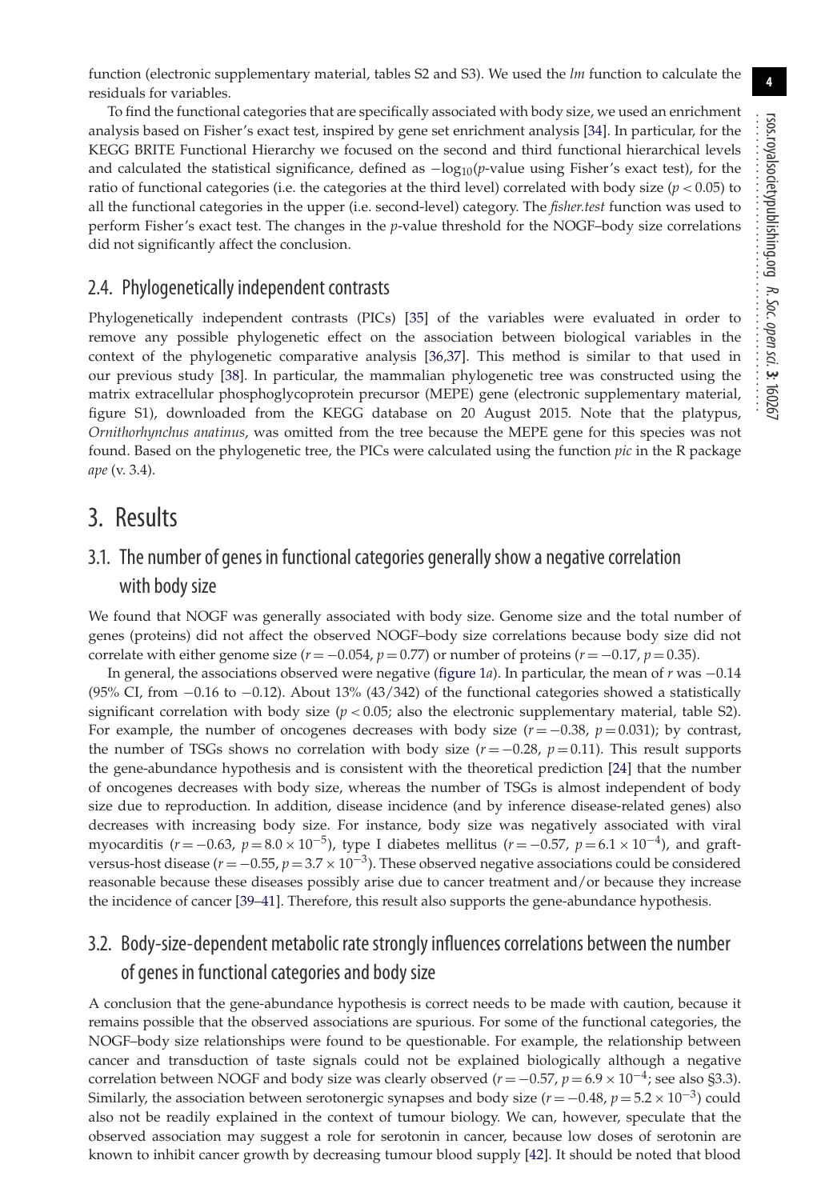function (electronic supplementary material, tables S2 and S3). We used the *lm* function to calculate the residuals for variables.

To find the functional categories that are specifically associated with body size, we used an enrichment analysis based on Fisher's exact test, inspired by gene set enrichment analysis [34]. In particular, for the KEGG BRITE Functional Hierarchy we focused on the second and third functional hierarchical levels and calculated the statistical significance, defined as $-\log_{10}$(*p*-value using Fisher's exact test), for the ratio of functional categories (i.e. the categories at the third level) correlated with body size ($p < 0.05$) to all the functional categories in the upper (i.e. second-level) category. The *fisher.test* function was used to perform Fisher's exact test. The changes in the *p*-value threshold for the NOGF–body size correlations did not significantly affect the conclusion.

## 2.4. Phylogenetically independent contrasts

Phylogenetically independent contrasts (PICs) [35] of the variables were evaluated in order to remove any possible phylogenetic effect on the association between biological variables in the context of the phylogenetic comparative analysis [36,37]. This method is similar to that used in our previous study [38]. In particular, the mammalian phylogenetic tree was constructed using the matrix extracellular phosphoglycoprotein precursor (MEPE) gene (electronic supplementary material, figure S1), downloaded from the KEGG database on 20 August 2015. Note that the platypus, *Ornithorhynchus anatinus*, was omitted from the tree because the MEPE gene for this species was not found. Based on the phylogenetic tree, the PICs were calculated using the function *pic* in the R package *ape* (v. 3.4).

# 3. Results

## 3.1. The number of genes in functional categories generally show a negative correlation with body size

We found that NOGF was generally associated with body size. Genome size and the total number of genes (proteins) did not affect the observed NOGF–body size correlations because body size did not correlate with either genome size ($r = -0.054$, $p = 0.77$) or number of proteins ($r = -0.17$, $p = 0.35$).

In general, the associations observed were negative (figure 1*a*). In particular, the mean of *r* was $-0.14$ (95% CI, from $-0.16$ to $-0.12$). About 13% (43/342) of the functional categories showed a statistically significant correlation with body size ($p < 0.05$; also the electronic supplementary material, table S2). For example, the number of oncogenes decreases with body size ($r = -0.38$, $p = 0.031$); by contrast, the number of TSGs shows no correlation with body size ($r = -0.28$, $p = 0.11$). This result supports the gene-abundance hypothesis and is consistent with the theoretical prediction [24] that the number of oncogenes decreases with body size, whereas the number of TSGs is almost independent of body size due to reproduction. In addition, disease incidence (and by inference disease-related genes) also decreases with increasing body size. For instance, body size was negatively associated with viral myocarditis ($r = -0.63$, $p = 8.0 \times 10^{-5}$), type I diabetes mellitus ($r = -0.57$, $p = 6.1 \times 10^{-4}$), and graft-versus-host disease ($r = -0.55$, $p = 3.7 \times 10^{-3}$). These observed negative associations could be considered reasonable because these diseases possibly arise due to cancer treatment and/or because they increase the incidence of cancer [39–41]. Therefore, this result also supports the gene-abundance hypothesis.

## 3.2. Body-size-dependent metabolic rate strongly influences correlations between the number of genes in functional categories and body size

A conclusion that the gene-abundance hypothesis is correct needs to be made with caution, because it remains possible that the observed associations are spurious. For some of the functional categories, the NOGF–body size relationships were found to be questionable. For example, the relationship between cancer and transduction of taste signals could not be explained biologically although a negative correlation between NOGF and body size was clearly observed ($r = -0.57$, $p = 6.9 \times 10^{-4}$; see also §3.3). Similarly, the association between serotonergic synapses and body size ($r = -0.48$, $p = 5.2 \times 10^{-3}$) could also not be readily explained in the context of tumour biology. We can, however, speculate that the observed association may suggest a role for serotonin in cancer, because low doses of serotonin are known to inhibit cancer growth by decreasing tumour blood supply [42]. It should be noted that blood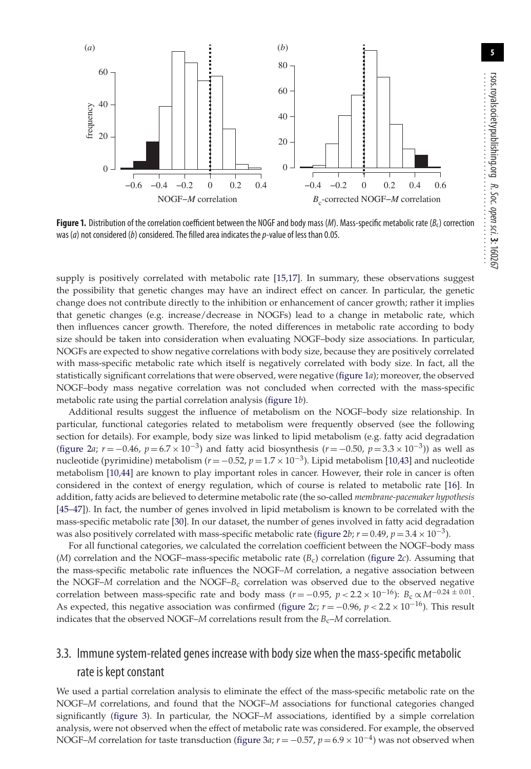**Figure 1.** Distribution of the correlation coefficient between the NOGF and body mass ($M$). Mass-specific metabolic rate ($B_c$) correction was (*a*) not considered (*b*) considered. The filled area indicates the *p*-value of less than 0.05.

supply is positively correlated with metabolic rate [15,17]. In summary, these observations suggest the possibility that genetic changes may have an indirect effect on cancer. In particular, the genetic change does not contribute directly to the inhibition or enhancement of cancer growth; rather it implies that genetic changes (e.g. increase/decrease in NOGFs) lead to a change in metabolic rate, which then influences cancer growth. Therefore, the noted differences in metabolic rate according to body size should be taken into consideration when evaluating NOGF–body size associations. In particular, NOGFs are expected to show negative correlations with body size, because they are positively correlated with mass-specific metabolic rate which itself is negatively correlated with body size. In fact, all the statistically significant correlations that were observed, were negative (figure 1*a*); moreover, the observed NOGF–body mass negative correlation was not concluded when corrected with the mass-specific metabolic rate using the partial correlation analysis (figure 1*b*).

Additional results suggest the influence of metabolism on the NOGF–body size relationship. In particular, functional categories related to metabolism were frequently observed (see the following section for details). For example, body size was linked to lipid metabolism (e.g. fatty acid degradation (figure 2*a*; $r = -0.46$, $p = 6.7 \times 10^{-3}$) and fatty acid biosynthesis ($r = -0.50$, $p = 3.3 \times 10^{-3}$)) as well as nucleotide (pyrimidine) metabolism ($r = -0.52$, $p = 1.7 \times 10^{-3}$). Lipid metabolism [10,43] and nucleotide metabolism [10,44] are known to play important roles in cancer. However, their role in cancer is often considered in the context of energy regulation, which of course is related to metabolic rate [16]. In addition, fatty acids are believed to determine metabolic rate (the so-called *membrane-pacemaker hypothesis* [45–47]). In fact, the number of genes involved in lipid metabolism is known to be correlated with the mass-specific metabolic rate [30]. In our dataset, the number of genes involved in fatty acid degradation was also positively correlated with mass-specific metabolic rate (figure 2*b*; $r = 0.49$, $p = 3.4 \times 10^{-3}$).

For all functional categories, we calculated the correlation coefficient between the NOGF–body mass ($M$) correlation and the NOGF–mass-specific metabolic rate ($B_c$) correlation (figure 2*c*). Assuming that the mass-specific metabolic rate influences the NOGF–$M$ correlation, a negative association between the NOGF–$M$ correlation and the NOGF–$B_c$ correlation was observed due to the observed negative correlation between mass-specific rate and body mass ($r = -0.95$, $p < 2.2 \times 10^{-16}$): $B_c \propto M^{-0.24 \pm 0.01}$. As expected, this negative association was confirmed (figure 2*c*; $r = -0.96$, $p < 2.2 \times 10^{-16}$). This result indicates that the observed NOGF–$M$ correlations result from the $B_c$–$M$ correlation.

## 3.3. Immune system-related genes increase with body size when the mass-specific metabolic rate is kept constant

We used a partial correlation analysis to eliminate the effect of the mass-specific metabolic rate on the NOGF–$M$ correlations, and found that the NOGF–$M$ associations for functional categories changed significantly (figure 3). In particular, the NOGF–$M$ associations, identified by a simple correlation analysis, were not observed when the effect of metabolic rate was considered. For example, the observed NOGF–$M$ correlation for taste transduction (figure 3*a*; $r = -0.57$, $p = 6.9 \times 10^{-4}$) was not observed when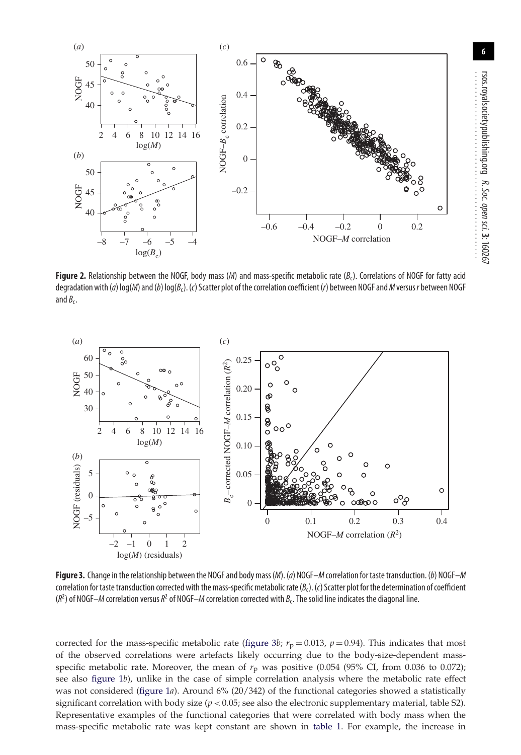**Figure 2.** Relationship between the NOGF, body mass ($M$) and mass-specific metabolic rate ($B_c$). Correlations of NOGF for fatty acid degradation with (*a*) log($M$) and (*b*) log($B_c$). (*c*) Scatter plot of the correlation coefficient ($r$) between NOGF and $M$ versus $r$ between NOGF and $B_c$.

**Figure 3.** Change in the relationship between the NOGF and body mass ($M$). (*a*) NOGF–$M$ correlation for taste transduction. (*b*) NOGF–$M$ correlation for taste transduction corrected with the mass-specific metabolic rate ($B_c$). (*c*) Scatter plot for the determination of coefficient ($R^2$) of NOGF–$M$ correlation versus $R^2$ of NOGF–$M$ correlation corrected with $B_c$. The solid line indicates the diagonal line.

corrected for the mass-specific metabolic rate (figure 3*b*; $r_p = 0.013$, $p = 0.94$). This indicates that most of the observed correlations were artefacts likely occurring due to the body-size-dependent mass-specific metabolic rate. Moreover, the mean of $r_p$ was positive (0.054 (95% CI, from 0.036 to 0.072); see also figure 1*b*), unlike in the case of simple correlation analysis where the metabolic rate effect was not considered (figure 1*a*). Around 6% (20/342) of the functional categories showed a statistically significant correlation with body size ($p < 0.05$; see also the electronic supplementary material, table S2). Representative examples of the functional categories that were correlated with body mass when the mass-specific metabolic rate was kept constant are shown in table 1. For example, the increase in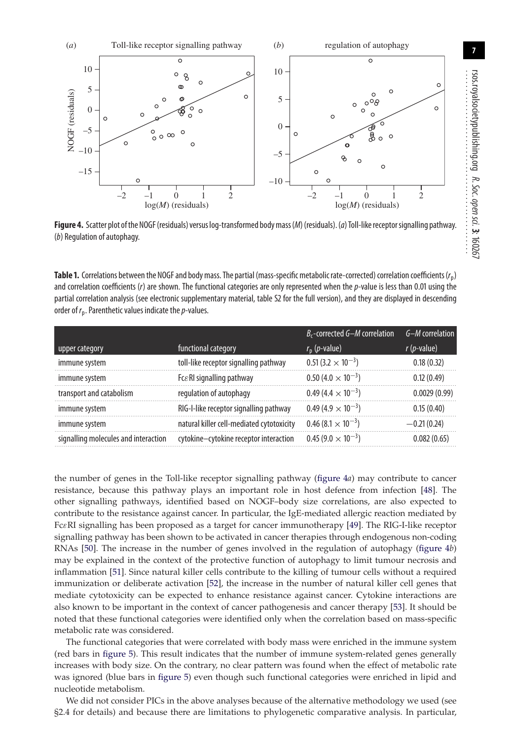**Figure 4.** Scatter plot of the NOGF (residuals) versus log-transformed body mass ($M$) (residuals). (*a*) Toll-like receptor signalling pathway. (*b*) Regulation of autophagy.

**Table 1.** Correlations between the NOGF and body mass. The partial (mass-specific metabolic rate-corrected) correlation coefficients ($r_p$) and correlation coefficients ($r$) are shown. The functional categories are only represented when the $p$-value is less than 0.01 using the partial correlation analysis (see electronic supplementary material, table S2 for the full version), and they are displayed in descending order of $r_p$. Parenthetic values indicate the $p$-values.

| upper category | functional category | $B_c$-corrected $G$–$M$ correlation $r_p$ ($p$-value) | $G$–$M$ correlation $r$ ($p$-value) |
|---|---|---|---|
| immune system | toll-like receptor signalling pathway | 0.51 ($3.2 \times 10^{-3}$) | 0.18 (0.32) |
| immune system | Fc$\varepsilon$RI signalling pathway | 0.50 ($4.0 \times 10^{-3}$) | 0.12 (0.49) |
| transport and catabolism | regulation of autophagy | 0.49 ($4.4 \times 10^{-3}$) | 0.0029 (0.99) |
| immune system | RIG-I-like receptor signalling pathway | 0.49 ($4.9 \times 10^{-3}$) | 0.15 (0.40) |
| immune system | natural killer cell-mediated cytotoxicity | 0.46 ($8.1 \times 10^{-3}$) | −0.21 (0.24) |
| signalling molecules and interaction | cytokine–cytokine receptor interaction | 0.45 ($9.0 \times 10^{-3}$) | 0.082 (0.65) |

the number of genes in the Toll-like receptor signalling pathway (figure 4*a*) may contribute to cancer resistance, because this pathway plays an important role in host defence from infection [48]. The other signalling pathways, identified based on NOGF–body size correlations, are also expected to contribute to the resistance against cancer. In particular, the IgE-mediated allergic reaction mediated by Fc$\varepsilon$RI signalling has been proposed as a target for cancer immunotherapy [49]. The RIG-I-like receptor signalling pathway has been shown to be activated in cancer therapies through endogenous non-coding RNAs [50]. The increase in the number of genes involved in the regulation of autophagy (figure 4*b*) may be explained in the context of the protective function of autophagy to limit tumour necrosis and inflammation [51]. Since natural killer cells contribute to the killing of tumour cells without a required immunization or deliberate activation [52], the increase in the number of natural killer cell genes that mediate cytotoxicity can be expected to enhance resistance against cancer. Cytokine interactions are also known to be important in the context of cancer pathogenesis and cancer therapy [53]. It should be noted that these functional categories were identified only when the correlation based on mass-specific metabolic rate was considered.

The functional categories that were correlated with body mass were enriched in the immune system (red bars in figure 5). This result indicates that the number of immune system-related genes generally increases with body size. On the contrary, no clear pattern was found when the effect of metabolic rate was ignored (blue bars in figure 5) even though such functional categories were enriched in lipid and nucleotide metabolism.

We did not consider PICs in the above analyses because of the alternative methodology we used (see §2.4 for details) and because there are limitations to phylogenetic comparative analysis. In particular,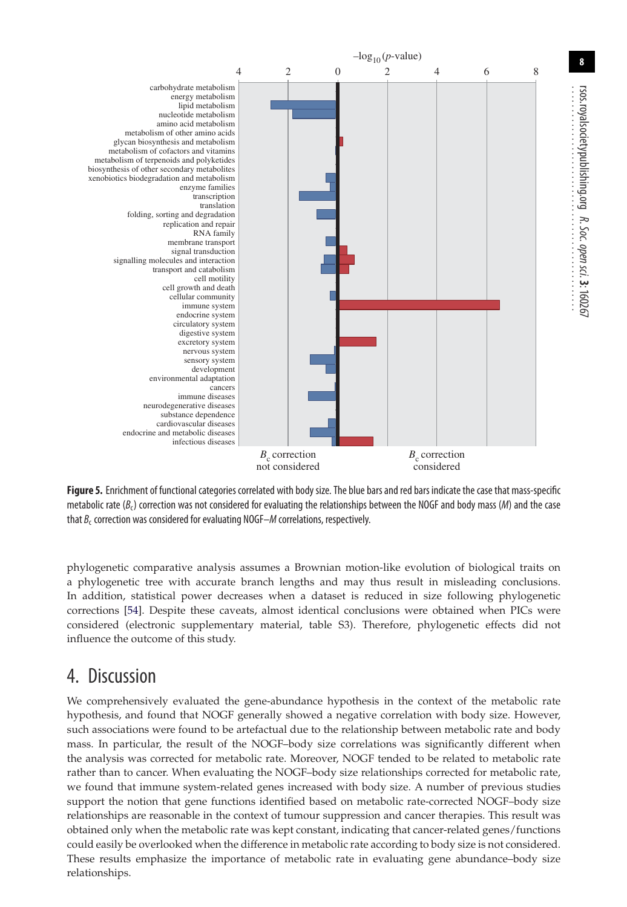Figure 5. Enrichment of functional categories correlated with body size. The blue bars and red bars indicate the case that mass-specific metabolic rate ($B_c$) correction was not considered for evaluating the relationships between the NOGF and body mass ($M$) and the case that $B_c$ correction was considered for evaluating NOGF–$M$ correlations, respectively.

phylogenetic comparative analysis assumes a Brownian motion-like evolution of biological traits on a phylogenetic tree with accurate branch lengths and may thus result in misleading conclusions. In addition, statistical power decreases when a dataset is reduced in size following phylogenetic corrections [54]. Despite these caveats, almost identical conclusions were obtained when PICs were considered (electronic supplementary material, table S3). Therefore, phylogenetic effects did not influence the outcome of this study.

## 4. Discussion

We comprehensively evaluated the gene-abundance hypothesis in the context of the metabolic rate hypothesis, and found that NOGF generally showed a negative correlation with body size. However, such associations were found to be artefactual due to the relationship between metabolic rate and body mass. In particular, the result of the NOGF–body size correlations was significantly different when the analysis was corrected for metabolic rate. Moreover, NOGF tended to be related to metabolic rate rather than to cancer. When evaluating the NOGF–body size relationships corrected for metabolic rate, we found that immune system-related genes increased with body size. A number of previous studies support the notion that gene functions identified based on metabolic rate-corrected NOGF–body size relationships are reasonable in the context of tumour suppression and cancer therapies. This result was obtained only when the metabolic rate was kept constant, indicating that cancer-related genes/functions could easily be overlooked when the difference in metabolic rate according to body size is not considered. These results emphasize the importance of metabolic rate in evaluating gene abundance–body size relationships.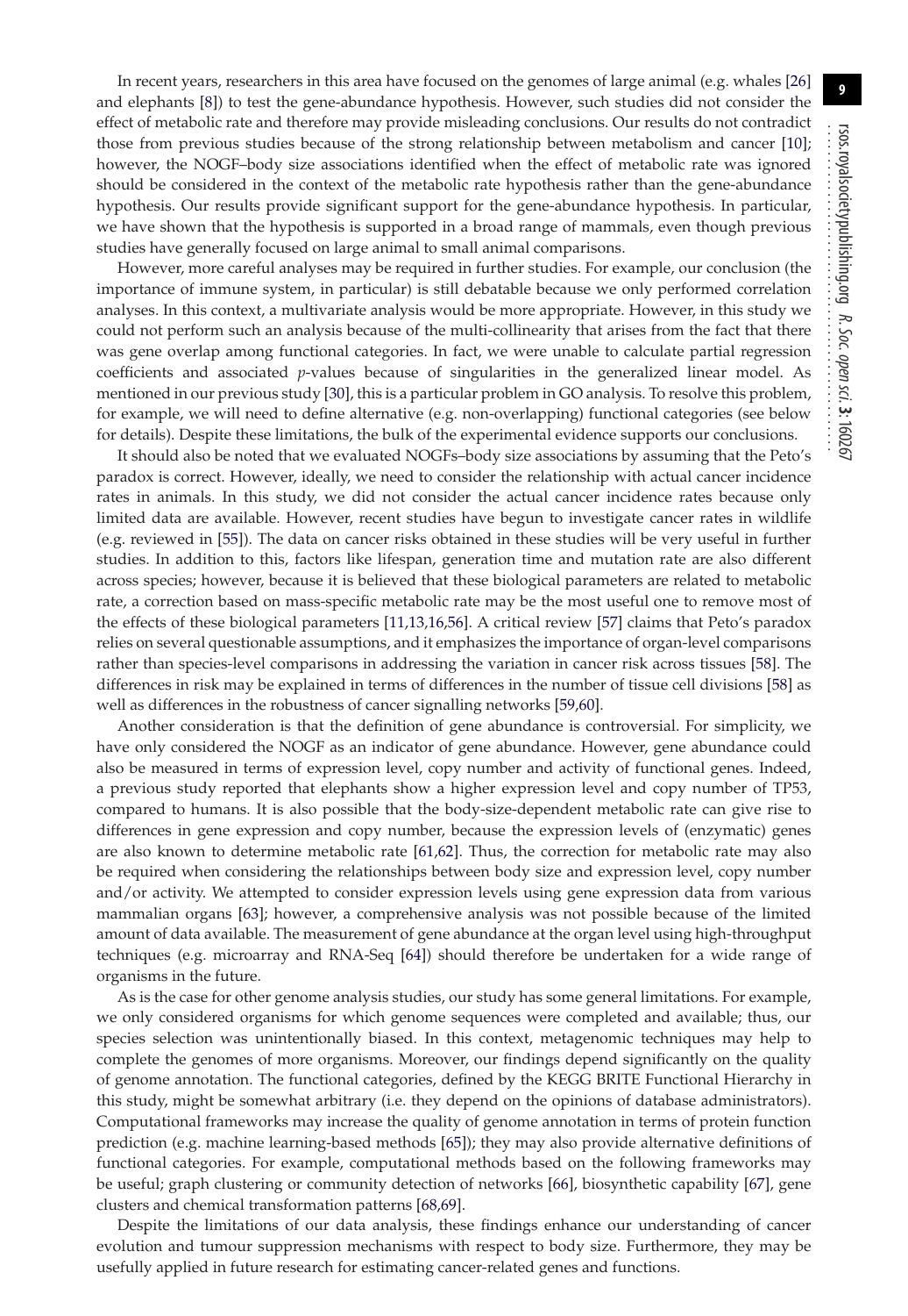In recent years, researchers in this area have focused on the genomes of large animal (e.g. whales [26] and elephants [8]) to test the gene-abundance hypothesis. However, such studies did not consider the effect of metabolic rate and therefore may provide misleading conclusions. Our results do not contradict those from previous studies because of the strong relationship between metabolism and cancer [10]; however, the NOGF–body size associations identified when the effect of metabolic rate was ignored should be considered in the context of the metabolic rate hypothesis rather than the gene-abundance hypothesis. Our results provide significant support for the gene-abundance hypothesis. In particular, we have shown that the hypothesis is supported in a broad range of mammals, even though previous studies have generally focused on large animal to small animal comparisons.

However, more careful analyses may be required in further studies. For example, our conclusion (the importance of immune system, in particular) is still debatable because we only performed correlation analyses. In this context, a multivariate analysis would be more appropriate. However, in this study we could not perform such an analysis because of the multi-collinearity that arises from the fact that there was gene overlap among functional categories. In fact, we were unable to calculate partial regression coefficients and associated *p*-values because of singularities in the generalized linear model. As mentioned in our previous study [30], this is a particular problem in GO analysis. To resolve this problem, for example, we will need to define alternative (e.g. non-overlapping) functional categories (see below for details). Despite these limitations, the bulk of the experimental evidence supports our conclusions.

It should also be noted that we evaluated NOGFs–body size associations by assuming that the Peto's paradox is correct. However, ideally, we need to consider the relationship with actual cancer incidence rates in animals. In this study, we did not consider the actual cancer incidence rates because only limited data are available. However, recent studies have begun to investigate cancer rates in wildlife (e.g. reviewed in [55]). The data on cancer risks obtained in these studies will be very useful in further studies. In addition to this, factors like lifespan, generation time and mutation rate are also different across species; however, because it is believed that these biological parameters are related to metabolic rate, a correction based on mass-specific metabolic rate may be the most useful one to remove most of the effects of these biological parameters [11,13,16,56]. A critical review [57] claims that Peto's paradox relies on several questionable assumptions, and it emphasizes the importance of organ-level comparisons rather than species-level comparisons in addressing the variation in cancer risk across tissues [58]. The differences in risk may be explained in terms of differences in the number of tissue cell divisions [58] as well as differences in the robustness of cancer signalling networks [59,60].

Another consideration is that the definition of gene abundance is controversial. For simplicity, we have only considered the NOGF as an indicator of gene abundance. However, gene abundance could also be measured in terms of expression level, copy number and activity of functional genes. Indeed, a previous study reported that elephants show a higher expression level and copy number of TP53, compared to humans. It is also possible that the body-size-dependent metabolic rate can give rise to differences in gene expression and copy number, because the expression levels of (enzymatic) genes are also known to determine metabolic rate [61,62]. Thus, the correction for metabolic rate may also be required when considering the relationships between body size and expression level, copy number and/or activity. We attempted to consider expression levels using gene expression data from various mammalian organs [63]; however, a comprehensive analysis was not possible because of the limited amount of data available. The measurement of gene abundance at the organ level using high-throughput techniques (e.g. microarray and RNA-Seq [64]) should therefore be undertaken for a wide range of organisms in the future.

As is the case for other genome analysis studies, our study has some general limitations. For example, we only considered organisms for which genome sequences were completed and available; thus, our species selection was unintentionally biased. In this context, metagenomic techniques may help to complete the genomes of more organisms. Moreover, our findings depend significantly on the quality of genome annotation. The functional categories, defined by the KEGG BRITE Functional Hierarchy in this study, might be somewhat arbitrary (i.e. they depend on the opinions of database administrators). Computational frameworks may increase the quality of genome annotation in terms of protein function prediction (e.g. machine learning-based methods [65]); they may also provide alternative definitions of functional categories. For example, computational methods based on the following frameworks may be useful; graph clustering or community detection of networks [66], biosynthetic capability [67], gene clusters and chemical transformation patterns [68,69].

Despite the limitations of our data analysis, these findings enhance our understanding of cancer evolution and tumour suppression mechanisms with respect to body size. Furthermore, they may be usefully applied in future research for estimating cancer-related genes and functions.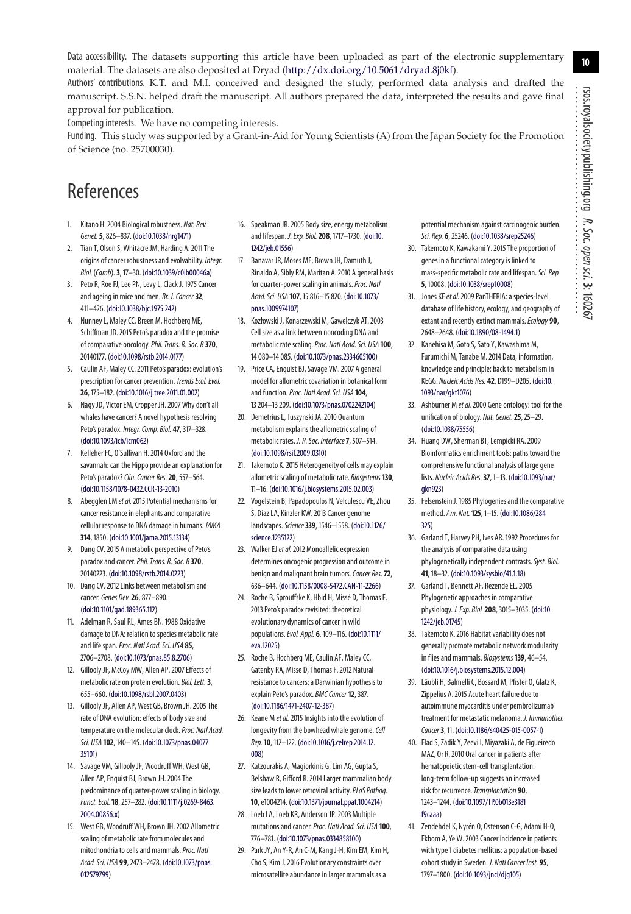Data accessibility. The datasets supporting this article have been uploaded as part of the electronic supplementary material. The datasets are also deposited at Dryad (http://dx.doi.org/10.5061/dryad.8j0kf).

Authors' contributions. K.T. and M.I. conceived and designed the study, performed data analysis and drafted the manuscript. S.S.N. helped draft the manuscript. All authors prepared the data, interpreted the results and gave final approval for publication.

Competing interests. We have no competing interests.

Funding. This study was supported by a Grant-in-Aid for Young Scientists (A) from the Japan Society for the Promotion of Science (no. 25700030).

# References

1. Kitano H. 2004 Biological robustness. *Nat. Rev. Genet.* **5**, 826–837. (doi:10.1038/nrg1471)
2. Tian T, Olson S, Whitacre JM, Harding A. 2011 The origins of cancer robustness and evolvability. *Integr. Biol.* (*Camb*). **3**, 17–30. (doi:10.1039/c0ib00046a)
3. Peto R, Roe FJ, Lee PN, Levy L, Clack J. 1975 Cancer and ageing in mice and men. *Br. J. Cancer* **32**, 411–426. (doi:10.1038/bjc.1975.242)
4. Nunney L, Maley CC, Breen M, Hochberg ME, Schiffman JD. 2015 Peto's paradox and the promise of comparative oncology. *Phil. Trans. R. Soc. B* **370**, 20140177. (doi:10.1098/rstb.2014.0177)
5. Caulin AF, Maley CC. 2011 Peto's paradox: evolution's prescription for cancer prevention. *Trends Ecol. Evol.* **26**, 175–182. (doi:10.1016/j.tree.2011.01.002)
6. Nagy JD, Victor EM, Cropper JH. 2007 Why don't all whales have cancer? A novel hypothesis resolving Peto's paradox. *Integr. Comp. Biol.* **47**, 317–328. (doi:10.1093/icb/icm062)
7. Kelleher FC, O'Sullivan H. 2014 Oxford and the savannah: can the Hippo provide an explanation for Peto's paradox? *Clin. Cancer Res.* **20**, 557–564. (doi:10.1158/1078-0432.CCR-13-2010)
8. Abegglen LM *et al.* 2015 Potential mechanisms for cancer resistance in elephants and comparative cellular response to DNA damage in humans. *JAMA* **314**, 1850. (doi:10.1001/jama.2015.13134)
9. Dang CV. 2015 A metabolic perspective of Peto's paradox and cancer. *Phil. Trans. R. Soc. B* **370**, 20140223. (doi:10.1098/rstb.2014.0223)
10. Dang CV. 2012 Links between metabolism and cancer. *Genes Dev.* **26**, 877–890. (doi:10.1101/gad.189365.112)
11. Adelman R, Saul RL, Ames BN. 1988 Oxidative damage to DNA: relation to species metabolic rate and life span. *Proc. Natl Acad. Sci. USA* **85**, 2706–2708. (doi:10.1073/pnas.85.8.2706)
12. Gillooly JF, McCoy MW, Allen AP. 2007 Effects of metabolic rate on protein evolution. *Biol. Lett.* **3**, 655–660. (doi:10.1098/rsbl.2007.0403)
13. Gillooly JF, Allen AP, West GB, Brown JH. 2005 The rate of DNA evolution: effects of body size and temperature on the molecular clock. *Proc. Natl Acad. Sci. USA* **102**, 140–145. (doi:10.1073/pnas.0407735101)
14. Savage VM, Gillooly JF, Woodruff WH, West GB, Allen AP, Enquist BJ, Brown JH. 2004 The predominance of quarter-power scaling in biology. *Funct. Ecol.* **18**, 257–282. (doi:10.1111/j.0269-8463.2004.00856.x)
15. West GB, Woodruff WH, Brown JH. 2002 Allometric scaling of metabolic rate from molecules and mitochondria to cells and mammals. *Proc. Natl Acad. Sci. USA* **99**, 2473–2478. (doi:10.1073/pnas.012579799)
16. Speakman JR. 2005 Body size, energy metabolism and lifespan. *J. Exp. Biol.* **208**, 1717–1730. (doi:10.1242/jeb.01556)
17. Banavar JR, Moses ME, Brown JH, Damuth J, Rinaldo A, Sibly RM, Maritan A. 2010 A general basis for quarter-power scaling in animals. *Proc. Natl Acad. Sci. USA* **107**, 15 816–15 820. (doi:10.1073/pnas.1009974107)
18. Kozłowski J, Konarzewski M, Gawelczyk AT. 2003 Cell size as a link between noncoding DNA and metabolic rate scaling. *Proc. Natl Acad. Sci. USA* **100**, 14 080–14 085. (doi:10.1073/pnas.2334605100)
19. Price CA, Enquist BJ, Savage VM. 2007 A general model for allometric covariation in botanical form and function. *Proc. Natl Acad. Sci. USA* **104**, 13 204–13 209. (doi:10.1073/pnas.0702242104)
20. Demetrius L, Tuszynski JA. 2010 Quantum metabolism explains the allometric scaling of metabolic rates. *J. R. Soc. Interface* **7**, 507–514. (doi:10.1098/rsif.2009.0310)
21. Takemoto K. 2015 Heterogeneity of cells may explain allometric scaling of metabolic rate. *Biosystems* **130**, 11–16. (doi:10.1016/j.biosystems.2015.02.003)
22. Vogelstein B, Papadopoulos N, Velculescu VE, Zhou S, Diaz LA, Kinzler KW. 2013 Cancer genome landscapes. *Science* **339**, 1546–1558. (doi:10.1126/science.1235122)
23. Walker EJ *et al.* 2012 Monoallelic expression determines oncogenic progression and outcome in benign and malignant brain tumors. *Cancer Res.* **72**, 636–644. (doi:10.1158/0008-5472.CAN-11-2266)
24. Roche B, Sprouffske K, Hbid H, Missé D, Thomas F. 2013 Peto's paradox revisited: theoretical evolutionary dynamics of cancer in wild populations. *Evol. Appl.* **6**, 109–116. (doi:10.1111/eva.12025)
25. Roche B, Hochberg ME, Caulin AF, Maley CC, Gatenby RA, Misse D, Thomas F. 2012 Natural resistance to cancers: a Darwinian hypothesis to explain Peto's paradox. *BMC Cancer* **12**, 387. (doi:10.1186/1471-2407-12-387)
26. Keane M *et al.* 2015 Insights into the evolution of longevity from the bowhead whale genome. *Cell Rep.* **10**, 112–122. (doi:10.1016/j.celrep.2014.12.008)
27. Katzourakis A, Magiorkinis G, Lim AG, Gupta S, Belshaw R, Gifford R. 2014 Larger mammalian body size leads to lower retroviral activity. *PLoS Pathog.* **10**, e1004214. (doi:10.1371/journal.ppat.1004214)
28. Loeb LA, Loeb KR, Anderson JP. 2003 Multiple mutations and cancer. *Proc. Natl Acad. Sci. USA* **100**, 776–781. (doi:10.1073/pnas.0334858100)
29. Park JY, An Y-R, An C-M, Kang J-H, Kim EM, Kim H, Cho S, Kim J. 2016 Evolutionary constraints over microsatellite abundance in larger mammals as a potential mechanism against carcinogenic burden. *Sci. Rep.* **6**, 25246. (doi:10.1038/srep25246)
30. Takemoto K, Kawakami Y. 2015 The proportion of genes in a functional category is linked to mass-specific metabolic rate and lifespan. *Sci. Rep.* **5**, 10008. (doi:10.1038/srep10008)
31. Jones KE *et al.* 2009 PanTHERIA: a species-level database of life history, ecology, and geography of extant and recently extinct mammals. *Ecology* **90**, 2648–2648. (doi:10.1890/08-1494.1)
32. Kanehisa M, Goto S, Sato Y, Kawashima M, Furumichi M, Tanabe M. 2014 Data, information, knowledge and principle: back to metabolism in KEGG. *Nucleic Acids Res.* **42**, D199–D205. (doi:10.1093/nar/gkt1076)
33. Ashburner M *et al.* 2000 Gene ontology: tool for the unification of biology. *Nat. Genet.* **25**, 25–29. (doi:10.1038/75556)
34. Huang DW, Sherman BT, Lempicki RA. 2009 Bioinformatics enrichment tools: paths toward the comprehensive functional analysis of large gene lists. *Nucleic Acids Res.* **37**, 1–13. (doi:10.1093/nar/gkn923)
35. Felsenstein J. 1985 Phylogenies and the comparative method. *Am. Nat.* **125**, 1–15. (doi:10.1086/284325)
36. Garland T, Harvey PH, Ives AR. 1992 Procedures for the analysis of comparative data using phylogenetically independent contrasts. *Syst. Biol.* **41**, 18–32. (doi:10.1093/sysbio/41.1.18)
37. Garland T, Bennett AF, Rezende EL. 2005 Phylogenetic approaches in comparative physiology. *J. Exp. Biol.* **208**, 3015–3035. (doi:10.1242/jeb.01745)
38. Takemoto K. 2016 Habitat variability does not generally promote metabolic network modularity in flies and mammals. *Biosystems* **139**, 46–54. (doi:10.1016/j.biosystems.2015.12.004)
39. Läubli H, Balmelli C, Bossard M, Pfister O, Glatz K, Zippelius A. 2015 Acute heart failure due to autoimmune myocarditis under pembrolizumab treatment for metastatic melanoma. *J. Immunother. Cancer* **3**, 11. (doi:10.1186/s40425-015-0057-1)
40. Elad S, Zadik Y, Zeevi I, Miyazaki A, de Figueiredo MAZ, Or R. 2010 Oral cancer in patients after hematopoietic stem-cell transplantation: long-term follow-up suggests an increased risk for recurrence. *Transplantation* **90**, 1243–1244. (doi:10.1097/TP.0b013e3181f9caaa)
41. Zendehdel K, Nyrén O, Ostenson C-G, Adami H-O, Ekbom A, Ye W. 2003 Cancer incidence in patients with type 1 diabetes mellitus: a population-based cohort study in Sweden. *J. Natl Cancer Inst.* **95**, 1797–1800. (doi:10.1093/jnci/djg105)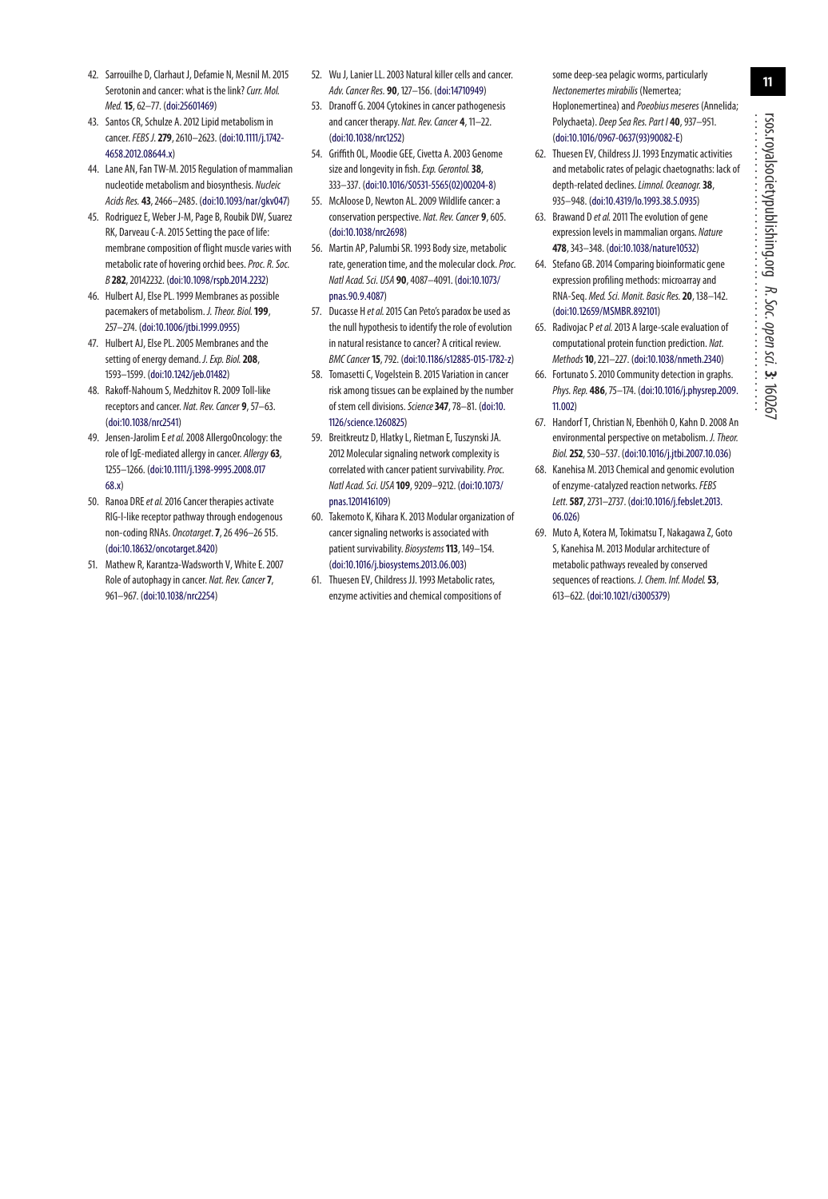42. Sarrouilhe D, Clarhaut J, Defamie N, Mesnil M. 2015 Serotonin and cancer: what is the link? *Curr. Mol. Med.* **15**, 62–77. (doi:25601469)
43. Santos CR, Schulze A. 2012 Lipid metabolism in cancer. *FEBS J.* **279**, 2610–2623. (doi:10.1111/j.1742-4658.2012.08644.x)
44. Lane AN, Fan TW-M. 2015 Regulation of mammalian nucleotide metabolism and biosynthesis. *Nucleic Acids Res.* **43**, 2466–2485. (doi:10.1093/nar/gkv047)
45. Rodriguez E, Weber J-M, Page B, Roubik DW, Suarez RK, Darveau C-A. 2015 Setting the pace of life: membrane composition of flight muscle varies with metabolic rate of hovering orchid bees. *Proc. R. Soc. B* **282**, 20142232. (doi:10.1098/rspb.2014.2232)
46. Hulbert AJ, Else PL. 1999 Membranes as possible pacemakers of metabolism. *J. Theor. Biol.* **199**, 257–274. (doi:10.1006/jtbi.1999.0955)
47. Hulbert AJ, Else PL. 2005 Membranes and the setting of energy demand. *J. Exp. Biol.* **208**, 1593–1599. (doi:10.1242/jeb.01482)
48. Rakoff-Nahoum S, Medzhitov R. 2009 Toll-like receptors and cancer. *Nat. Rev. Cancer* **9**, 57–63. (doi:10.1038/nrc2541)
49. Jensen-Jarolim E *et al.* 2008 AllergoOncology: the role of IgE-mediated allergy in cancer. *Allergy* **63**, 1255–1266. (doi:10.1111/j.1398-9995.2008.01768.x)
50. Ranoa DRE *et al.* 2016 Cancer therapies activate RIG-I-like receptor pathway through endogenous non-coding RNAs. *Oncotarget*. **7**, 26 496–26 515. (doi:10.18632/oncotarget.8420)
51. Mathew R, Karantza-Wadsworth V, White E. 2007 Role of autophagy in cancer. *Nat. Rev. Cancer* **7**, 961–967. (doi:10.1038/nrc2254)
52. Wu J, Lanier LL. 2003 Natural killer cells and cancer. *Adv. Cancer Res.* **90**, 127–156. (doi:14710949)
53. Dranoff G. 2004 Cytokines in cancer pathogenesis and cancer therapy. *Nat. Rev. Cancer* **4**, 11–22. (doi:10.1038/nrc1252)
54. Griffith OL, Moodie GEE, Civetta A. 2003 Genome size and longevity in fish. *Exp. Gerontol.* **38**, 333–337. (doi:10.1016/S0531-5565(02)00204-8)
55. McAloose D, Newton AL. 2009 Wildlife cancer: a conservation perspective. *Nat. Rev. Cancer* **9**, 605. (doi:10.1038/nrc2698)
56. Martin AP, Palumbi SR. 1993 Body size, metabolic rate, generation time, and the molecular clock. *Proc. Natl Acad. Sci. USA* **90**, 4087–4091. (doi:10.1073/pnas.90.9.4087)
57. Ducasse H *et al.* 2015 Can Peto's paradox be used as the null hypothesis to identify the role of evolution in natural resistance to cancer? A critical review. *BMC Cancer* **15**, 792. (doi:10.1186/s12885-015-1782-z)
58. Tomasetti C, Vogelstein B. 2015 Variation in cancer risk among tissues can be explained by the number of stem cell divisions. *Science* **347**, 78–81. (doi:10.1126/science.1260825)
59. Breitkreutz D, Hlatky L, Rietman E, Tuszynski JA. 2012 Molecular signaling network complexity is correlated with cancer patient survivability. *Proc. Natl Acad. Sci. USA* **109**, 9209–9212. (doi:10.1073/pnas.1201416109)
60. Takemoto K, Kihara K. 2013 Modular organization of cancer signaling networks is associated with patient survivability. *Biosystems* **113**, 149–154. (doi:10.1016/j.biosystems.2013.06.003)
61. Thuesen EV, Childress JJ. 1993 Metabolic rates, enzyme activities and chemical compositions of some deep-sea pelagic worms, particularly *Nectonemertes mirabilis* (Nemertea; Hoplonemertinea) and *Poeobius meseres* (Annelida; Polychaeta). *Deep Sea Res. Part I* **40**, 937–951. (doi:10.1016/0967-0637(93)90082-E)
62. Thuesen EV, Childress JJ. 1993 Enzymatic activities and metabolic rates of pelagic chaetognaths: lack of depth-related declines. *Limnol. Oceanogr.* **38**, 935–948. (doi:10.4319/lo.1993.38.5.0935)
63. Brawand D *et al.* 2011 The evolution of gene expression levels in mammalian organs. *Nature* **478**, 343–348. (doi:10.1038/nature10532)
64. Stefano GB. 2014 Comparing bioinformatic gene expression profiling methods: microarray and RNA-Seq. *Med. Sci. Monit. Basic Res.* **20**, 138–142. (doi:10.12659/MSMBR.892101)
65. Radivojac P *et al.* 2013 A large-scale evaluation of computational protein function prediction. *Nat. Methods* **10**, 221–227. (doi:10.1038/nmeth.2340)
66. Fortunato S. 2010 Community detection in graphs. *Phys. Rep.* **486**, 75–174. (doi:10.1016/j.physrep.2009.11.002)
67. Handorf T, Christian N, Ebenhöh O, Kahn D. 2008 An environmental perspective on metabolism. *J. Theor. Biol.* **252**, 530–537. (doi:10.1016/j.jtbi.2007.10.036)
68. Kanehisa M. 2013 Chemical and genomic evolution of enzyme-catalyzed reaction networks. *FEBS Lett.* **587**, 2731–2737. (doi:10.1016/j.febslet.2013.06.026)
69. Muto A, Kotera M, Tokimatsu T, Nakagawa Z, Goto S, Kanehisa M. 2013 Modular architecture of metabolic pathways revealed by conserved sequences of reactions. *J. Chem. Inf. Model.* **53**, 613–622. (doi:10.1021/ci3005379)